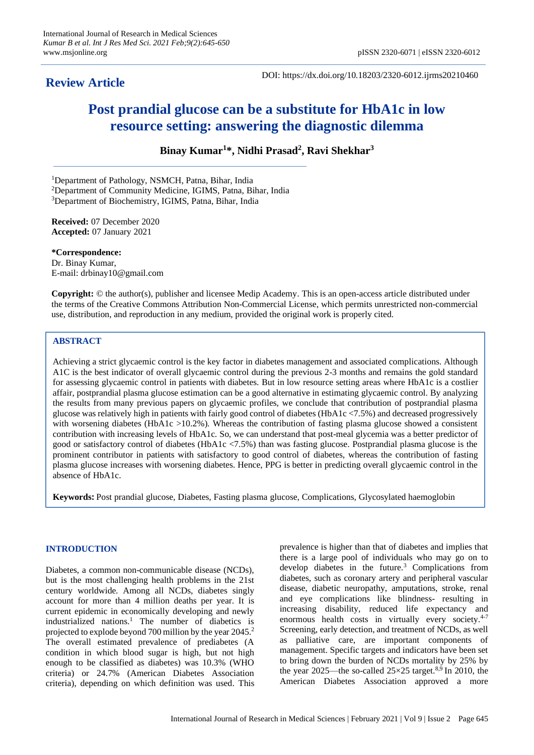**Review Article**

DOI: https://dx.doi.org/10.18203/2320-6012.ijrms20210460

# Post prandial glucose can be a substitute for HbA1c in low resource setting: answering the diagnostic dilemma

**Binay Kumar[1]*, Nidhi Prasad[2], Ravi Shekhar[3]**

[1]Department of Pathology, NSMCH, Patna, Bihar, India
[2]Department of Community Medicine, IGIMS, Patna, Bihar, India
[3]Department of Biochemistry, IGIMS, Patna, Bihar, India

**Received:** 07 December 2020
**Accepted:** 07 January 2021

***Correspondence:**
Dr. Binay Kumar,
E-mail: drbinay10@gmail.com

**Copyright:** © the author(s), publisher and licensee Medip Academy. This is an open-access article distributed under the terms of the Creative Commons Attribution Non-Commercial License, which permits unrestricted non-commercial use, distribution, and reproduction in any medium, provided the original work is properly cited.

## ABSTRACT

Achieving a strict glycaemic control is the key factor in diabetes management and associated complications. Although A1C is the best indicator of overall glycaemic control during the previous 2-3 months and remains the gold standard for assessing glycaemic control in patients with diabetes. But in low resource setting areas where HbA1c is a costlier affair, postprandial plasma glucose estimation can be a good alternative in estimating glycaemic control. By analyzing the results from many previous papers on glycaemic profiles, we conclude that contribution of postprandial plasma glucose was relatively high in patients with fairly good control of diabetes (HbA1c <7.5%) and decreased progressively with worsening diabetes (HbA1c >10.2%). Whereas the contribution of fasting plasma glucose showed a consistent contribution with increasing levels of HbA1c. So, we can understand that post-meal glycemia was a better predictor of good or satisfactory control of diabetes (HbA1c <7.5%) than was fasting glucose. Postprandial plasma glucose is the prominent contributor in patients with satisfactory to good control of diabetes, whereas the contribution of fasting plasma glucose increases with worsening diabetes. Hence, PPG is better in predicting overall glycaemic control in the absence of HbA1c.

**Keywords:** Post prandial glucose, Diabetes, Fasting plasma glucose, Complications, Glycosylated haemoglobin

## INTRODUCTION

Diabetes, a common non-communicable disease (NCDs), but is the most challenging health problems in the 21st century worldwide. Among all NCDs, diabetes singly account for more than 4 million deaths per year. It is current epidemic in economically developing and newly industrialized nations.[1] The number of diabetics is projected to explode beyond 700 million by the year 2045.[2] The overall estimated prevalence of prediabetes (A condition in which blood sugar is high, but not high enough to be classified as diabetes) was 10.3% (WHO criteria) or 24.7% (American Diabetes Association criteria), depending on which definition was used. This prevalence is higher than that of diabetes and implies that there is a large pool of individuals who may go on to develop diabetes in the future.[3] Complications from diabetes, such as coronary artery and peripheral vascular disease, diabetic neuropathy, amputations, stroke, renal and eye complications like blindness- resulting in increasing disability, reduced life expectancy and enormous health costs in virtually every society.[4-7] Screening, early detection, and treatment of NCDs, as well as palliative care, are important components of management. Specific targets and indicators have been set to bring down the burden of NCDs mortality by 25% by the year 2025—the so-called 25×25 target.[8,9] In 2010, the American Diabetes Association approved a more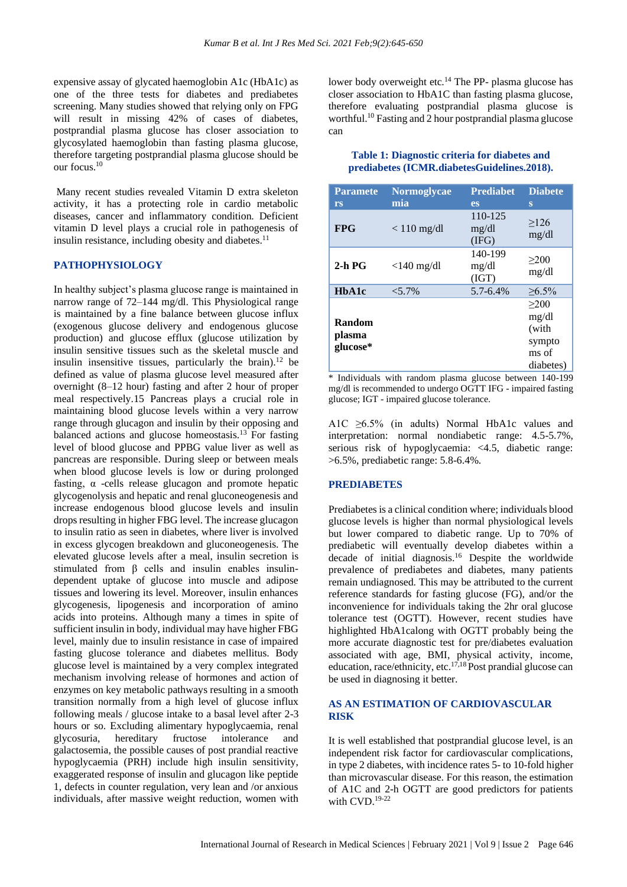expensive assay of glycated haemoglobin A1c (HbA1c) as one of the three tests for diabetes and prediabetes screening. Many studies showed that relying only on FPG will result in missing 42% of cases of diabetes, postprandial plasma glucose has closer association to glycosylated haemoglobin than fasting plasma glucose, therefore targeting postprandial plasma glucose should be our focus.[10]

Many recent studies revealed Vitamin D extra skeleton activity, it has a protecting role in cardio metabolic diseases, cancer and inflammatory condition. Deficient vitamin D level plays a crucial role in pathogenesis of insulin resistance, including obesity and diabetes.[11]

## PATHOPHYSIOLOGY

In healthy subject's plasma glucose range is maintained in narrow range of 72–144 mg/dl. This Physiological range is maintained by a fine balance between glucose influx (exogenous glucose delivery and endogenous glucose production) and glucose efflux (glucose utilization by insulin sensitive tissues such as the skeletal muscle and insulin insensitive tissues, particularly the brain).[12] be defined as value of plasma glucose level measured after overnight (8–12 hour) fasting and after 2 hour of proper meal respectively.15 Pancreas plays a crucial role in maintaining blood glucose levels within a very narrow range through glucagon and insulin by their opposing and balanced actions and glucose homeostasis.[13] For fasting level of blood glucose and PPBG value liver as well as pancreas are responsible. During sleep or between meals when blood glucose levels is low or during prolonged fasting, α -cells release glucagon and promote hepatic glycogenolysis and hepatic and renal gluconeogenesis and increase endogenous blood glucose levels and insulin drops resulting in higher FBG level. The increase glucagon to insulin ratio as seen in diabetes, where liver is involved in excess glycogen breakdown and gluconeogenesis. The elevated glucose levels after a meal, insulin secretion is stimulated from β cells and insulin enables insulin-dependent uptake of glucose into muscle and adipose tissues and lowering its level. Moreover, insulin enhances glycogenesis, lipogenesis and incorporation of amino acids into proteins. Although many a times in spite of sufficient insulin in body, individual may have higher FBG level, mainly due to insulin resistance in case of impaired fasting glucose tolerance and diabetes mellitus. Body glucose level is maintained by a very complex integrated mechanism involving release of hormones and action of enzymes on key metabolic pathways resulting in a smooth transition normally from a high level of glucose influx following meals / glucose intake to a basal level after 2-3 hours or so. Excluding alimentary hypoglycaemia, renal glycosuria, hereditary fructose intolerance and galactosemia, the possible causes of post prandial reactive hypoglycaemia (PRH) include high insulin sensitivity, exaggerated response of insulin and glucagon like peptide 1, defects in counter regulation, very lean and /or anxious individuals, after massive weight reduction, women with lower body overweight etc.[14] The PP- plasma glucose has closer association to HbA1C than fasting plasma glucose, therefore evaluating postprandial plasma glucose is worthful.[10] Fasting and 2 hour postprandial plasma glucose can

**Table 1: Diagnostic criteria for diabetes and prediabetes (ICMR.diabetesGuidelines.2018).**

| Parameters | Normoglycaemia | Prediabetes | Diabetes |
|---|---|---|---|
| **FPG** | < 110 mg/dl | 110-125 mg/dl (IFG) | ≥126 mg/dl |
| **2-h PG** | <140 mg/dl | 140-199 mg/dl (IGT) | ≥200 mg/dl |
| **HbA1c** | <5.7% | 5.7-6.4% | ≥6.5% |
| **Random plasma glucose*** | | | ≥200 mg/dl (with symptoms of diabetes) |

* Individuals with random plasma glucose between 140-199 mg/dl is recommended to undergo OGTT IFG - impaired fasting glucose; IGT - impaired glucose tolerance.

A1C ≥6.5% (in adults) Normal HbA1c values and interpretation: normal nondiabetic range: 4.5-5.7%, serious risk of hypoglycaemia: <4.5, diabetic range: >6.5%, prediabetic range: 5.8-6.4%.

## PREDIABETES

Prediabetes is a clinical condition where; individuals blood glucose levels is higher than normal physiological levels but lower compared to diabetic range. Up to 70% of prediabetic will eventually develop diabetes within a decade of initial diagnosis.[16] Despite the worldwide prevalence of prediabetes and diabetes, many patients remain undiagnosed. This may be attributed to the current reference standards for fasting glucose (FG), and/or the inconvenience for individuals taking the 2hr oral glucose tolerance test (OGTT). However, recent studies have highlighted HbA1calong with OGTT probably being the more accurate diagnostic test for pre/diabetes evaluation associated with age, BMI, physical activity, income, education, race/ethnicity, etc.[17,18] Post prandial glucose can be used in diagnosing it better.

## AS AN ESTIMATION OF CARDIOVASCULAR RISK

It is well established that postprandial glucose level, is an independent risk factor for cardiovascular complications, in type 2 diabetes, with incidence rates 5- to 10-fold higher than microvascular disease. For this reason, the estimation of A1C and 2-h OGTT are good predictors for patients with CVD.[19-22]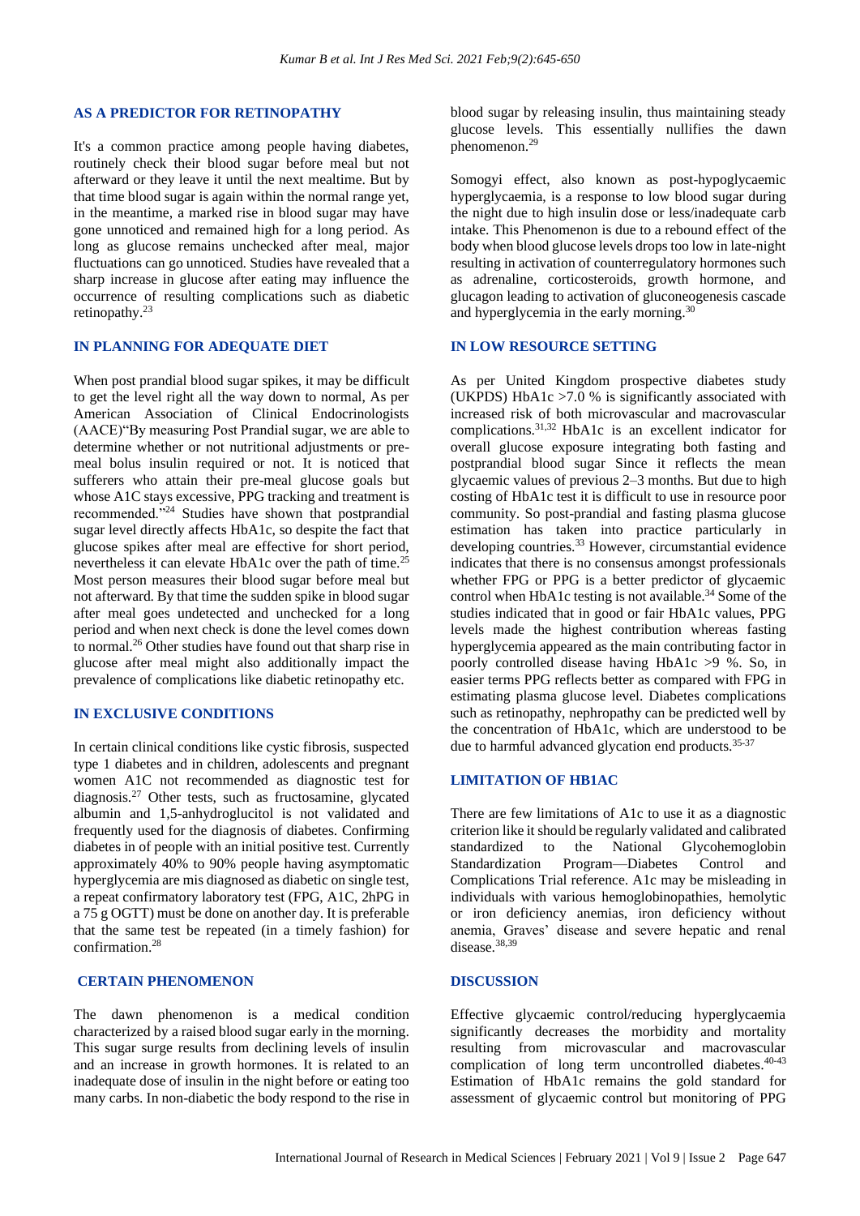## AS A PREDICTOR FOR RETINOPATHY

It's a common practice among people having diabetes, routinely check their blood sugar before meal but not afterward or they leave it until the next mealtime. But by that time blood sugar is again within the normal range yet, in the meantime, a marked rise in blood sugar may have gone unnoticed and remained high for a long period. As long as glucose remains unchecked after meal, major fluctuations can go unnoticed. Studies have revealed that a sharp increase in glucose after eating may influence the occurrence of resulting complications such as diabetic retinopathy.[23]

## IN PLANNING FOR ADEQUATE DIET

When post prandial blood sugar spikes, it may be difficult to get the level right all the way down to normal, As per American Association of Clinical Endocrinologists (AACE)"By measuring Post Prandial sugar, we are able to determine whether or not nutritional adjustments or pre-meal bolus insulin required or not. It is noticed that sufferers who attain their pre-meal glucose goals but whose A1C stays excessive, PPG tracking and treatment is recommended."[24] Studies have shown that postprandial sugar level directly affects HbA1c, so despite the fact that glucose spikes after meal are effective for short period, nevertheless it can elevate HbA1c over the path of time.[25] Most person measures their blood sugar before meal but not afterward. By that time the sudden spike in blood sugar after meal goes undetected and unchecked for a long period and when next check is done the level comes down to normal.[26] Other studies have found out that sharp rise in glucose after meal might also additionally impact the prevalence of complications like diabetic retinopathy etc.

## IN EXCLUSIVE CONDITIONS

In certain clinical conditions like cystic fibrosis, suspected type 1 diabetes and in children, adolescents and pregnant women A1C not recommended as diagnostic test for diagnosis.[27] Other tests, such as fructosamine, glycated albumin and 1,5-anhydroglucitol is not validated and frequently used for the diagnosis of diabetes. Confirming diabetes in in people with an initial positive test. Currently approximately 40% to 90% people having asymptomatic hyperglycemia are mis diagnosed as diabetic on single test, a repeat confirmatory laboratory test (FPG, A1C, 2hPG in a 75 g OGTT) must be done on another day. It is preferable that the same test be repeated (in a timely fashion) for confirmation.[28]

## CERTAIN PHENOMENON

The dawn phenomenon is a medical condition characterized by a raised blood sugar early in the morning. This sugar surge results from declining levels of insulin and an increase in growth hormones. It is related to an inadequate dose of insulin in the night before or eating too many carbs. In non-diabetic the body respond to the rise in blood sugar by releasing insulin, thus maintaining steady glucose levels. This essentially nullifies the dawn phenomenon.[29]

Somogyi effect, also known as post-hypoglycaemic hyperglycaemia, is a response to low blood sugar during the night due to high insulin dose or less/inadequate carb intake. This Phenomenon is due to a rebound effect of the body when blood glucose levels drops too low in late-night resulting in activation of counterregulatory hormones such as adrenaline, corticosteroids, growth hormone, and glucagon leading to activation of gluconeogenesis cascade and hyperglycemia in the early morning.[30]

## IN LOW RESOURCE SETTING

As per United Kingdom prospective diabetes study (UKPDS) HbA1c >7.0 % is significantly associated with increased risk of both microvascular and macrovascular complications.[31,32] HbA1c is an excellent indicator for overall glucose exposure integrating both fasting and postprandial blood sugar Since it reflects the mean glycaemic values of previous 2–3 months. But due to high costing of HbA1c test it is difficult to use in resource poor community. So post-prandial and fasting plasma glucose estimation has taken into practice particularly in developing countries.[33] However, circumstantial evidence indicates that there is no consensus amongst professionals whether FPG or PPG is a better predictor of glycaemic control when HbA1c testing is not available.[34] Some of the studies indicated that in good or fair HbA1c values, PPG levels made the highest contribution whereas fasting hyperglycemia appeared as the main contributing factor in poorly controlled disease having HbA1c >9 %. So, in easier terms PPG reflects better as compared with FPG in estimating plasma glucose level. Diabetes complications such as retinopathy, nephropathy can be predicted well by the concentration of HbA1c, which are understood to be due to harmful advanced glycation end products.[35-37]

## LIMITATION OF HB1AC

There are few limitations of A1c to use it as a diagnostic criterion like it should be regularly validated and calibrated standardized to the National Glycohemoglobin Standardization Program—Diabetes Control and Complications Trial reference. A1c may be misleading in individuals with various hemoglobinopathies, hemolytic or iron deficiency anemias, iron deficiency without anemia, Graves' disease and severe hepatic and renal disease.[38,39]

## DISCUSSION

Effective glycaemic control/reducing hyperglycaemia significantly decreases the morbidity and mortality resulting from microvascular and macrovascular complication of long term uncontrolled diabetes.[40-43] Estimation of HbA1c remains the gold standard for assessment of glycaemic control but monitoring of PPG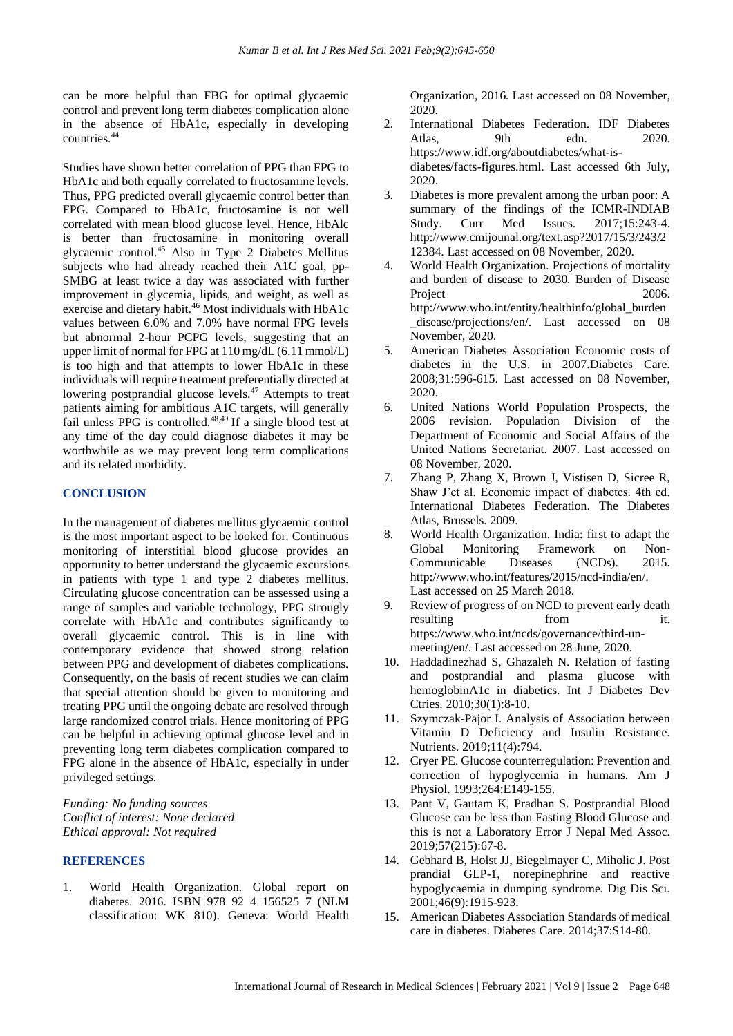can be more helpful than FBG for optimal glycaemic control and prevent long term diabetes complication alone in the absence of HbA1c, especially in developing countries.[44]

Studies have shown better correlation of PPG than FPG to HbA1c and both equally correlated to fructosamine levels. Thus, PPG predicted overall glycaemic control better than FPG. Compared to HbA1c, fructosamine is not well correlated with mean blood glucose level. Hence, HbAlc is better than fructosamine in monitoring overall glycaemic control.[45] Also in Type 2 Diabetes Mellitus subjects who had already reached their A1C goal, pp-SMBG at least twice a day was associated with further improvement in glycemia, lipids, and weight, as well as exercise and dietary habit.[46] Most individuals with HbA1c values between 6.0% and 7.0% have normal FPG levels but abnormal 2-hour PCPG levels, suggesting that an upper limit of normal for FPG at 110 mg/dL (6.11 mmol/L) is too high and that attempts to lower HbA1c in these individuals will require treatment preferentially directed at lowering postprandial glucose levels.[47] Attempts to treat patients aiming for ambitious A1C targets, will generally fail unless PPG is controlled.[48,49] If a single blood test at any time of the day could diagnose diabetes it may be worthwhile as we may prevent long term complications and its related morbidity.

## CONCLUSION

In the management of diabetes mellitus glycaemic control is the most important aspect to be looked for. Continuous monitoring of interstitial blood glucose provides an opportunity to better understand the glycaemic excursions in patients with type 1 and type 2 diabetes mellitus. Circulating glucose concentration can be assessed using a range of samples and variable technology, PPG strongly correlate with HbA1c and contributes significantly to overall glycaemic control. This is in line with contemporary evidence that showed strong relation between PPG and development of diabetes complications. Consequently, on the basis of recent studies we can claim that special attention should be given to monitoring and treating PPG until the ongoing debate are resolved through large randomized control trials. Hence monitoring of PPG can be helpful in achieving optimal glucose level and in preventing long term diabetes complication compared to FPG alone in the absence of HbA1c, especially in under privileged settings.

*Funding: No funding sources*
*Conflict of interest: None declared*
*Ethical approval: Not required*

## REFERENCES

1. World Health Organization. Global report on diabetes. 2016. ISBN 978 92 4 156525 7 (NLM classification: WK 810). Geneva: World Health Organization, 2016. Last accessed on 08 November, 2020.
2. International Diabetes Federation. IDF Diabetes Atlas, 9th edn. 2020. https://www.idf.org/aboutdiabetes/what-is-diabetes/facts-figures.html. Last accessed 6th July, 2020.
3. Diabetes is more prevalent among the urban poor: A summary of the findings of the ICMR-INDIAB Study. Curr Med Issues. 2017;15:243-4. http://www.cmijounal.org/text.asp?2017/15/3/243/212384. Last accessed on 08 November, 2020.
4. World Health Organization. Projections of mortality and burden of disease to 2030. Burden of Disease Project 2006. http://www.who.int/entity/healthinfo/global_burden_disease/projections/en/. Last accessed on 08 November, 2020.
5. American Diabetes Association Economic costs of diabetes in the U.S. in 2007.Diabetes Care. 2008;31:596-615. Last accessed on 08 November, 2020.
6. United Nations World Population Prospects, the 2006 revision. Population Division of the Department of Economic and Social Affairs of the United Nations Secretariat. 2007. Last accessed on 08 November, 2020.
7. Zhang P, Zhang X, Brown J, Vistisen D, Sicree R, Shaw J'et al. Economic impact of diabetes. 4th ed. International Diabetes Federation. The Diabetes Atlas, Brussels. 2009.
8. World Health Organization. India: first to adapt the Global Monitoring Framework on Non-Communicable Diseases (NCDs). 2015. http://www.who.int/features/2015/ncd-india/en/. Last accessed on 25 March 2018.
9. Review of progress of on NCD to prevent early death resulting from it. https://www.who.int/ncds/governance/third-un-meeting/en/. Last accessed on 28 June, 2020.
10. Haddadinezhad S, Ghazaleh N. Relation of fasting and postprandial and plasma glucose with hemoglobinA1c in diabetics. Int J Diabetes Dev Ctries. 2010;30(1):8-10.
11. Szymczak-Pajor I. Analysis of Association between Vitamin D Deficiency and Insulin Resistance. Nutrients. 2019;11(4):794.
12. Cryer PE. Glucose counterregulation: Prevention and correction of hypoglycemia in humans. Am J Physiol. 1993;264:E149-155.
13. Pant V, Gautam K, Pradhan S. Postprandial Blood Glucose can be less than Fasting Blood Glucose and this is not a Laboratory Error J Nepal Med Assoc. 2019;57(215):67-8.
14. Gebhard B, Holst JJ, Biegelmayer C, Miholic J. Post prandial GLP-1, norepinephrine and reactive hypoglycaemia in dumping syndrome. Dig Dis Sci. 2001;46(9):1915-923.
15. American Diabetes Association Standards of medical care in diabetes. Diabetes Care. 2014;37:S14-80.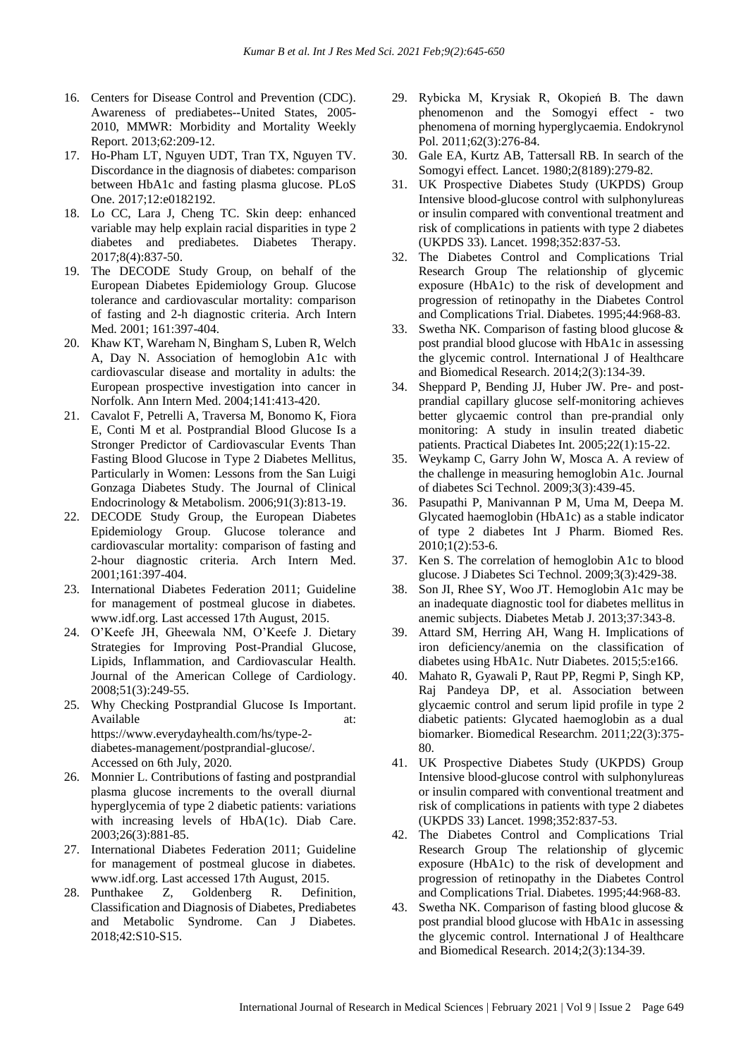16. Centers for Disease Control and Prevention (CDC). Awareness of prediabetes--United States, 2005-2010, MMWR: Morbidity and Mortality Weekly Report. 2013;62:209-12.
17. Ho-Pham LT, Nguyen UDT, Tran TX, Nguyen TV. Discordance in the diagnosis of diabetes: comparison between HbA1c and fasting plasma glucose. PLoS One. 2017;12:e0182192.
18. Lo CC, Lara J, Cheng TC. Skin deep: enhanced variable may help explain racial disparities in type 2 diabetes and prediabetes. Diabetes Therapy. 2017;8(4):837-50.
19. The DECODE Study Group, on behalf of the European Diabetes Epidemiology Group. Glucose tolerance and cardiovascular mortality: comparison of fasting and 2-h diagnostic criteria. Arch Intern Med. 2001; 161:397-404.
20. Khaw KT, Wareham N, Bingham S, Luben R, Welch A, Day N. Association of hemoglobin A1c with cardiovascular disease and mortality in adults: the European prospective investigation into cancer in Norfolk. Ann Intern Med. 2004;141:413-420.
21. Cavalot F, Petrelli A, Traversa M, Bonomo K, Fiora E, Conti M et al. Postprandial Blood Glucose Is a Stronger Predictor of Cardiovascular Events Than Fasting Blood Glucose in Type 2 Diabetes Mellitus, Particularly in Women: Lessons from the San Luigi Gonzaga Diabetes Study. The Journal of Clinical Endocrinology & Metabolism. 2006;91(3):813-19.
22. DECODE Study Group, the European Diabetes Epidemiology Group. Glucose tolerance and cardiovascular mortality: comparison of fasting and 2-hour diagnostic criteria. Arch Intern Med. 2001;161:397-404.
23. International Diabetes Federation 2011; Guideline for management of postmeal glucose in diabetes. www.idf.org. Last accessed 17th August, 2015.
24. O'Keefe JH, Gheewala NM, O'Keefe J. Dietary Strategies for Improving Post-Prandial Glucose, Lipids, Inflammation, and Cardiovascular Health. Journal of the American College of Cardiology. 2008;51(3):249-55.
25. Why Checking Postprandial Glucose Is Important. Available at: https://www.everydayhealth.com/hs/type-2-diabetes-management/postprandial-glucose/. Accessed on 6th July, 2020.
26. Monnier L. Contributions of fasting and postprandial plasma glucose increments to the overall diurnal hyperglycemia of type 2 diabetic patients: variations with increasing levels of HbA(1c). Diab Care. 2003;26(3):881-85.
27. International Diabetes Federation 2011; Guideline for management of postmeal glucose in diabetes. www.idf.org. Last accessed 17th August, 2015.
28. Punthakee Z, Goldenberg R. Definition, Classification and Diagnosis of Diabetes, Prediabetes and Metabolic Syndrome. Can J Diabetes. 2018;42:S10-S15.
29. Rybicka M, Krysiak R, Okopień B. The dawn phenomenon and the Somogyi effect - two phenomena of morning hyperglycaemia. Endokrynol Pol. 2011;62(3):276-84.
30. Gale EA, Kurtz AB, Tattersall RB. In search of the Somogyi effect. Lancet. 1980;2(8189):279-82.
31. UK Prospective Diabetes Study (UKPDS) Group Intensive blood-glucose control with sulphonylureas or insulin compared with conventional treatment and risk of complications in patients with type 2 diabetes (UKPDS 33). Lancet. 1998;352:837-53.
32. The Diabetes Control and Complications Trial Research Group The relationship of glycemic exposure (HbA1c) to the risk of development and progression of retinopathy in the Diabetes Control and Complications Trial. Diabetes. 1995;44:968-83.
33. Swetha NK. Comparison of fasting blood glucose & post prandial blood glucose with HbA1c in assessing the glycemic control. International J of Healthcare and Biomedical Research. 2014;2(3):134-39.
34. Sheppard P, Bending JJ, Huber JW. Pre- and post-prandial capillary glucose self-monitoring achieves better glycaemic control than pre-prandial only monitoring: A study in insulin treated diabetic patients. Practical Diabetes Int. 2005;22(1):15-22.
35. Weykamp C, Garry John W, Mosca A. A review of the challenge in measuring hemoglobin A1c. Journal of diabetes Sci Technol. 2009;3(3):439-45.
36. Pasupathi P, Manivannan P M, Uma M, Deepa M. Glycated haemoglobin (HbA1c) as a stable indicator of type 2 diabetes Int J Pharm. Biomed Res. 2010;1(2):53-6.
37. Ken S. The correlation of hemoglobin A1c to blood glucose. J Diabetes Sci Technol. 2009;3(3):429-38.
38. Son JI, Rhee SY, Woo JT. Hemoglobin A1c may be an inadequate diagnostic tool for diabetes mellitus in anemic subjects. Diabetes Metab J. 2013;37:343-8.
39. Attard SM, Herring AH, Wang H. Implications of iron deficiency/anemia on the classification of diabetes using HbA1c. Nutr Diabetes. 2015;5:e166.
40. Mahato R, Gyawali P, Raut PP, Regmi P, Singh KP, Raj Pandeya DP, et al. Association between glycaemic control and serum lipid profile in type 2 diabetic patients: Glycated haemoglobin as a dual biomarker. Biomedical Researchm. 2011;22(3):375-80.
41. UK Prospective Diabetes Study (UKPDS) Group Intensive blood-glucose control with sulphonylureas or insulin compared with conventional treatment and risk of complications in patients with type 2 diabetes (UKPDS 33) Lancet. 1998;352:837-53.
42. The Diabetes Control and Complications Trial Research Group The relationship of glycemic exposure (HbA1c) to the risk of development and progression of retinopathy in the Diabetes Control and Complications Trial. Diabetes. 1995;44:968-83.
43. Swetha NK. Comparison of fasting blood glucose & post prandial blood glucose with HbA1c in assessing the glycemic control. International J of Healthcare and Biomedical Research. 2014;2(3):134-39.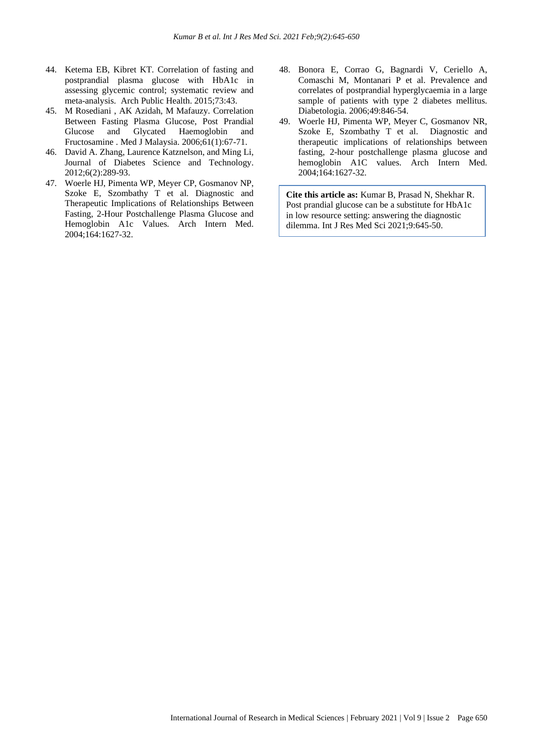44. Ketema EB, Kibret KT. Correlation of fasting and postprandial plasma glucose with HbA1c in assessing glycemic control; systematic review and meta-analysis. Arch Public Health. 2015;73:43.
45. M Rosediani , AK Azidah, M Mafauzy. Correlation Between Fasting Plasma Glucose, Post Prandial Glucose and Glycated Haemoglobin and Fructosamine . Med J Malaysia. 2006;61(1):67-71.
46. David A. Zhang, Laurence Katznelson, and Ming Li, Journal of Diabetes Science and Technology. 2012;6(2):289-93.
47. Woerle HJ, Pimenta WP, Meyer CP, Gosmanov NP, Szoke E, Szombathy T et al. Diagnostic and Therapeutic Implications of Relationships Between Fasting, 2-Hour Postchallenge Plasma Glucose and Hemoglobin A1c Values. Arch Intern Med. 2004;164:1627-32.
48. Bonora E, Corrao G, Bagnardi V, Ceriello A, Comaschi M, Montanari P et al. Prevalence and correlates of postprandial hyperglycaemia in a large sample of patients with type 2 diabetes mellitus. Diabetologia. 2006;49:846-54.
49. Woerle HJ, Pimenta WP, Meyer C, Gosmanov NR, Szoke E, Szombathy T et al. Diagnostic and therapeutic implications of relationships between fasting, 2-hour postchallenge plasma glucose and hemoglobin A1C values. Arch Intern Med. 2004;164:1627-32.

**Cite this article as:** Kumar B, Prasad N, Shekhar R. Post prandial glucose can be a substitute for HbA1c in low resource setting: answering the diagnostic dilemma. Int J Res Med Sci 2021;9:645-50.